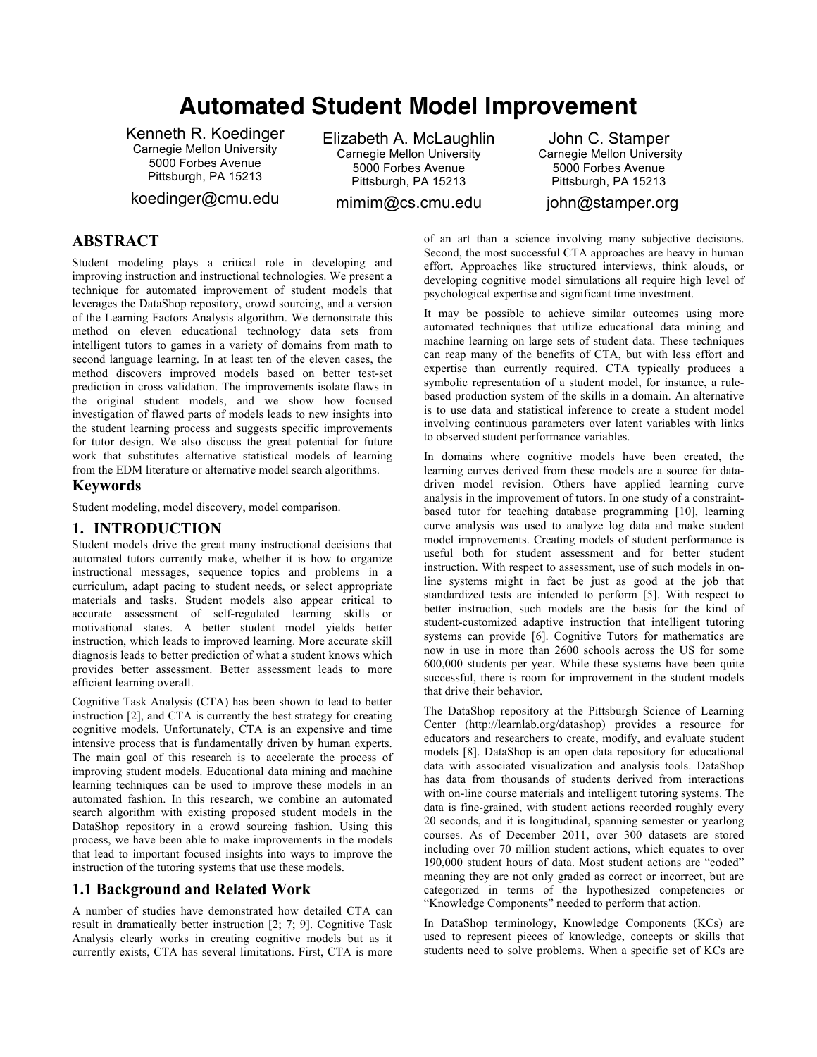# Automated Student Model Improvement

Kenneth R. Koedinger
Carnegie Mellon University
5000 Forbes Avenue
Pittsburgh, PA 15213
koedinger@cmu.edu

Elizabeth A. McLaughlin
Carnegie Mellon University
5000 Forbes Avenue
Pittsburgh, PA 15213
mimim@cs.cmu.edu

John C. Stamper
Carnegie Mellon University
5000 Forbes Avenue
Pittsburgh, PA 15213
john@stamper.org

## ABSTRACT

Student modeling plays a critical role in developing and improving instruction and instructional technologies. We present a technique for automated improvement of student models that leverages the DataShop repository, crowd sourcing, and a version of the Learning Factors Analysis algorithm. We demonstrate this method on eleven educational technology data sets from intelligent tutors to games in a variety of domains from math to second language learning. In at least ten of the eleven cases, the method discovers improved models based on better test-set prediction in cross validation. The improvements isolate flaws in the original student models, and we show how focused investigation of flawed parts of models leads to new insights into the student learning process and suggests specific improvements for tutor design. We also discuss the great potential for future work that substitutes alternative statistical models of learning from the EDM literature or alternative model search algorithms.

### Keywords

Student modeling, model discovery, model comparison.

## 1. INTRODUCTION

Student models drive the great many instructional decisions that automated tutors currently make, whether it is how to organize instructional messages, sequence topics and problems in a curriculum, adapt pacing to student needs, or select appropriate materials and tasks. Student models also appear critical to accurate assessment of self-regulated learning skills or motivational states. A better student model yields better instruction, which leads to improved learning. More accurate skill diagnosis leads to better prediction of what a student knows which provides better assessment. Better assessment leads to more efficient learning overall.

Cognitive Task Analysis (CTA) has been shown to lead to better instruction [2], and CTA is currently the best strategy for creating cognitive models. Unfortunately, CTA is an expensive and time intensive process that is fundamentally driven by human experts. The main goal of this research is to accelerate the process of improving student models. Educational data mining and machine learning techniques can be used to improve these models in an automated fashion. In this research, we combine an automated search algorithm with existing proposed student models in the DataShop repository in a crowd sourcing fashion. Using this process, we have been able to make improvements in the models that lead to important focused insights into ways to improve the instruction of the tutoring systems that use these models.

### 1.1 Background and Related Work

A number of studies have demonstrated how detailed CTA can result in dramatically better instruction [2; 7; 9]. Cognitive Task Analysis clearly works in creating cognitive models but as it currently exists, CTA has several limitations. First, CTA is more of an art than a science involving many subjective decisions. Second, the most successful CTA approaches are heavy in human effort. Approaches like structured interviews, think alouds, or developing cognitive model simulations all require high level of psychological expertise and significant time investment.

It may be possible to achieve similar outcomes using more automated techniques that utilize educational data mining and machine learning on large sets of student data. These techniques can reap many of the benefits of CTA, but with less effort and expertise than currently required. CTA typically produces a symbolic representation of a student model, for instance, a rule-based production system of the skills in a domain. An alternative is to use data and statistical inference to create a student model involving continuous parameters over latent variables with links to observed student performance variables.

In domains where cognitive models have been created, the learning curves derived from these models are a source for data-driven model revision. Others have applied learning curve analysis in the improvement of tutors. In one study of a constraint-based tutor for teaching database programming [10], learning curve analysis was used to analyze log data and make student model improvements. Creating models of student performance is useful both for student assessment and for better student instruction. With respect to assessment, use of such models in on-line systems might in fact be just as good at the job that standardized tests are intended to perform [5]. With respect to better instruction, such models are the basis for the kind of student-customized adaptive instruction that intelligent tutoring systems can provide [6]. Cognitive Tutors for mathematics are now in use in more than 2600 schools across the US for some 600,000 students per year. While these systems have been quite successful, there is room for improvement in the student models that drive their behavior.

The DataShop repository at the Pittsburgh Science of Learning Center (http://learnlab.org/datashop) provides a resource for educators and researchers to create, modify, and evaluate student models [8]. DataShop is an open data repository for educational data with associated visualization and analysis tools. DataShop has data from thousands of students derived from interactions with on-line course materials and intelligent tutoring systems. The data is fine-grained, with student actions recorded roughly every 20 seconds, and it is longitudinal, spanning semester or yearlong courses. As of December 2011, over 300 datasets are stored including over 70 million student actions, which equates to over 190,000 student hours of data. Most student actions are "coded" meaning they are not only graded as correct or incorrect, but are categorized in terms of the hypothesized competencies or "Knowledge Components" needed to perform that action.

In DataShop terminology, Knowledge Components (KCs) are used to represent pieces of knowledge, concepts or skills that students need to solve problems. When a specific set of KCs are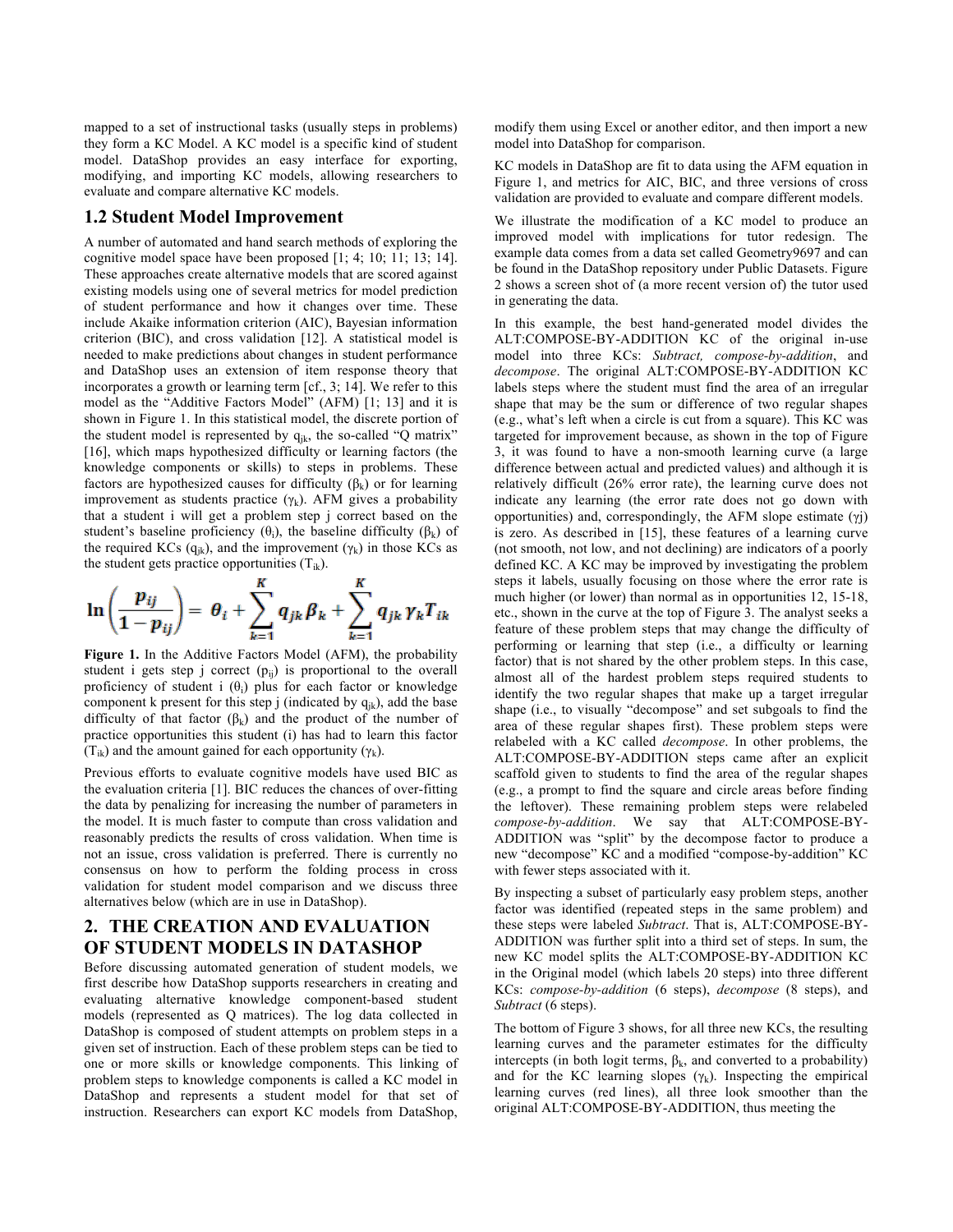mapped to a set of instructional tasks (usually steps in problems) they form a KC Model. A KC model is a specific kind of student model. DataShop provides an easy interface for exporting, modifying, and importing KC models, allowing researchers to evaluate and compare alternative KC models.

## 1.2 Student Model Improvement

A number of automated and hand search methods of exploring the cognitive model space have been proposed [1; 4; 10; 11; 13; 14]. These approaches create alternative models that are scored against existing models using one of several metrics for model prediction of student performance and how it changes over time. These include Akaike information criterion (AIC), Bayesian information criterion (BIC), and cross validation [12]. A statistical model is needed to make predictions about changes in student performance and DataShop uses an extension of item response theory that incorporates a growth or learning term [cf., 3; 14]. We refer to this model as the "Additive Factors Model" (AFM) [1; 13] and it is shown in Figure 1. In this statistical model, the discrete portion of the student model is represented by $q_{jk}$, the so-called "Q matrix" [16], which maps hypothesized difficulty or learning factors (the knowledge components or skills) to steps in problems. These factors are hypothesized causes for difficulty ($\beta_k$) or for learning improvement as students practice ($\gamma_k$). AFM gives a probability that a student i will get a problem step j correct based on the student's baseline proficiency ($\theta_i$), the baseline difficulty ($\beta_k$) of the required KCs ($q_{jk}$), and the improvement ($\gamma_k$) in those KCs as the student gets practice opportunities ($T_{ik}$).

$$\ln\left(\frac{p_{ij}}{1-p_{ij}}\right) = \theta_i + \sum_{k=1}^{K} q_{jk}\beta_k + \sum_{k=1}^{K} q_{jk}\gamma_k T_{ik}$$

**Figure 1.** In the Additive Factors Model (AFM), the probability student i gets step j correct ($p_{ij}$) is proportional to the overall proficiency of student i ($\theta_i$) plus for each factor or knowledge component k present for this step j (indicated by $q_{jk}$), add the base difficulty of that factor ($\beta_k$) and the product of the number of practice opportunities this student (i) has had to learn this factor ($T_{ik}$) and the amount gained for each opportunity ($\gamma_k$).

Previous efforts to evaluate cognitive models have used BIC as the evaluation criteria [1]. BIC reduces the chances of over-fitting the data by penalizing for increasing the number of parameters in the model. It is much faster to compute than cross validation and reasonably predicts the results of cross validation. When time is not an issue, cross validation is preferred. There is currently no consensus on how to perform the folding process in cross validation for student model comparison and we discuss three alternatives below (which are in use in DataShop).

# 2. THE CREATION AND EVALUATION OF STUDENT MODELS IN DATASHOP

Before discussing automated generation of student models, we first describe how DataShop supports researchers in creating and evaluating alternative knowledge component-based student models (represented as Q matrices). The log data collected in DataShop is composed of student attempts on problem steps in a given set of instruction. Each of these problem steps can be tied to one or more skills or knowledge components. This linking of problem steps to knowledge components is called a KC model in DataShop and represents a student model for that set of instruction. Researchers can export KC models from DataShop, modify them using Excel or another editor, and then import a new model into DataShop for comparison.

KC models in DataShop are fit to data using the AFM equation in Figure 1, and metrics for AIC, BIC, and three versions of cross validation are provided to evaluate and compare different models.

We illustrate the modification of a KC model to produce an improved model with implications for tutor redesign. The example data comes from a data set called Geometry9697 and can be found in the DataShop repository under Public Datasets. Figure 2 shows a screen shot of (a more recent version of) the tutor used in generating the data.

In this example, the best hand-generated model divides the ALT:COMPOSE-BY-ADDITION KC of the original in-use model into three KCs: *Subtract, compose-by-addition*, and *decompose*. The original ALT:COMPOSE-BY-ADDITION KC labels steps where the student must find the area of an irregular shape that may be the sum or difference of two regular shapes (e.g., what's left when a circle is cut from a square). This KC was targeted for improvement because, as shown in the top of Figure 3, it was found to have a non-smooth learning curve (a large difference between actual and predicted values) and although it is relatively difficult (26% error rate), the learning curve does not indicate any learning (the error rate does not go down with opportunities) and, correspondingly, the AFM slope estimate ($\gamma$j) is zero. As described in [15], these features of a learning curve (not smooth, not low, and not declining) are indicators of a poorly defined KC. A KC may be improved by investigating the problem steps it labels, usually focusing on those where the error rate is much higher (or lower) than normal as in opportunities 12, 15-18, etc., shown in the curve at the top of Figure 3. The analyst seeks a feature of these problem steps that may change the difficulty of performing or learning that step (i.e., a difficulty or learning factor) that is not shared by the other problem steps. In this case, almost all of the hardest problem steps required students to identify the two regular shapes that make up a target irregular shape (i.e., to visually "decompose" and set subgoals to find the area of these regular shapes first). These problem steps were relabeled with a KC called *decompose*. In other problems, the ALT:COMPOSE-BY-ADDITION steps came after an explicit scaffold given to students to find the area of the regular shapes (e.g., a prompt to find the square and circle areas before finding the leftover). These remaining problem steps were relabeled *compose-by-addition*. We say that ALT:COMPOSE-BY-ADDITION was "split" by the decompose factor to produce a new "decompose" KC and a modified "compose-by-addition" KC with fewer steps associated with it.

By inspecting a subset of particularly easy problem steps, another factor was identified (repeated steps in the same problem) and these steps were labeled *Subtract*. That is, ALT:COMPOSE-BY-ADDITION was further split into a third set of steps. In sum, the new KC model splits the ALT:COMPOSE-BY-ADDITION KC in the Original model (which labels 20 steps) into three different KCs: *compose-by-addition* (6 steps), *decompose* (8 steps), and *Subtract* (6 steps).

The bottom of Figure 3 shows, for all three new KCs, the resulting learning curves and the parameter estimates for the difficulty intercepts (in both logit terms, $\beta_k$, and converted to a probability) and for the KC learning slopes ($\gamma_k$). Inspecting the empirical learning curves (red lines), all three look smoother than the original ALT:COMPOSE-BY-ADDITION, thus meeting the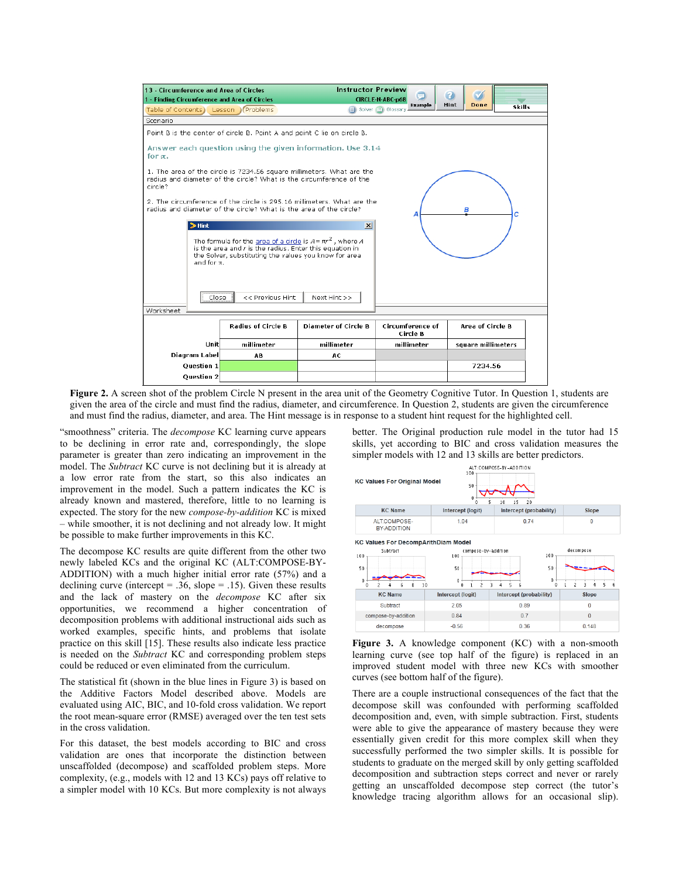Figure 2. A screen shot of the problem Circle N present in the area unit of the Geometry Cognitive Tutor. In Question 1, students are given the area of the circle and must find the radius, diameter, and circumference. In Question 2, students are given the circumference and must find the radius, diameter, and area. The Hint message is in response to a student hint request for the highlighted cell.

"smoothness" criteria. The *decompose* KC learning curve appears to be declining in error rate and, correspondingly, the slope parameter is greater than zero indicating an improvement in the model. The *Subtract* KC curve is not declining but it is already at a low error rate from the start, so this also indicates an improvement in the model. Such a pattern indicates the KC is already known and mastered, therefore, little to no learning is expected. The story for the new *compose-by-addition* KC is mixed – while smoother, it is not declining and not already low. It might be possible to make further improvements in this KC.

The decompose KC results are quite different from the other two newly labeled KCs and the original KC (ALT:COMPOSE-BY-ADDITION) with a much higher initial error rate (57%) and a declining curve (intercept = .36, slope = .15). Given these results and the lack of mastery on the *decompose* KC after six opportunities, we recommend a higher concentration of decomposition problems with additional instructional aids such as worked examples, specific hints, and problems that isolate practice on this skill [15]. These results also indicate less practice is needed on the *Subtract* KC and corresponding problem steps could be reduced or even eliminated from the curriculum.

The statistical fit (shown in the blue lines in Figure 3) is based on the Additive Factors Model described above. Models are evaluated using AIC, BIC, and 10-fold cross validation. We report the root mean-square error (RMSE) averaged over the ten test sets in the cross validation.

For this dataset, the best models according to BIC and cross validation are ones that incorporate the distinction between unscaffolded (decompose) and scaffolded problem steps. More complexity, (e.g., models with 12 and 13 KCs) pays off relative to a simpler model with 10 KCs. But more complexity is not always better. The Original production rule model in the tutor had 15 skills, yet according to BIC and cross validation measures the simpler models with 12 and 13 skills are better predictors.

KC Values For Original Model

| KC Name | Intercept (logit) | Intercept (probability) | Slope |
|---|---|---|---|
| ALT:COMPOSE-BY-ADDITION | 1.04 | 0.74 | 0 |

KC Values For DecompArithDiam Model

| KC Name | Intercept (logit) | Intercept (probability) | Slope |
|---|---|---|---|
| Subtract | 2.05 | 0.89 | 0 |
| compose-by-addition | 0.84 | 0.7 | 0 |
| decompose | -0.56 | 0.36 | 0.148 |

Figure 3. A knowledge component (KC) with a non-smooth learning curve (see top half of the figure) is replaced in an improved student model with three new KCs with smoother curves (see bottom half of the figure).

There are a couple instructional consequences of the fact that the decompose skill was confounded with performing scaffolded decomposition and, even, with simple subtraction. First, students were able to give the appearance of mastery because they were essentially given credit for this more complex skill when they successfully performed the two simpler skills. It is possible for students to graduate on the merged skill by only getting scaffolded decomposition and subtraction steps correct and never or rarely getting an unscaffolded decompose step correct (the tutor's knowledge tracing algorithm allows for an occasional slip).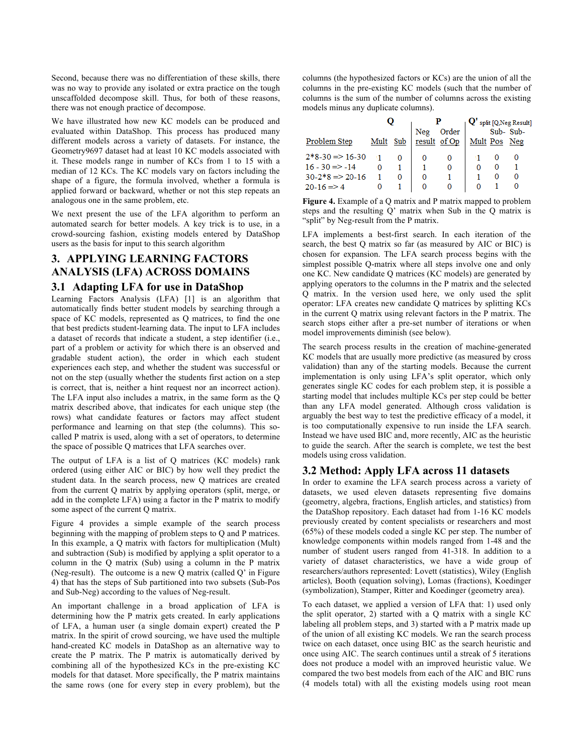Second, because there was no differentiation of these skills, there was no way to provide any isolated or extra practice on the tough unscaffolded decompose skill. Thus, for both of these reasons, there was not enough practice of decompose.

We have illustrated how new KC models can be produced and evaluated within DataShop. This process has produced many different models across a variety of datasets. For instance, the Geometry9697 dataset had at least 10 KC models associated with it. These models range in number of KCs from 1 to 15 with a median of 12 KCs. The KC models vary on factors including the shape of a figure, the formula involved, whether a formula is applied forward or backward, whether or not this step repeats an analogous one in the same problem, etc.

We next present the use of the LFA algorithm to perform an automated search for better models. A key trick is to use, in a crowd-sourcing fashion, existing models entered by DataShop users as the basis for input to this search algorithm

## 3. APPLYING LEARNING FACTORS ANALYSIS (LFA) ACROSS DOMAINS

### 3.1 Adapting LFA for use in DataShop

Learning Factors Analysis (LFA) [1] is an algorithm that automatically finds better student models by searching through a space of KC models, represented as Q matrices, to find the one that best predicts student-learning data. The input to LFA includes a dataset of records that indicate a student, a step identifier (i.e., part of a problem or activity for which there is an observed and gradable student action), the order in which each student experiences each step, and whether the student was successful or not on the step (usually whether the students first action on a step is correct, that is, neither a hint request nor an incorrect action). The LFA input also includes a matrix, in the same form as the Q matrix described above, that indicates for each unique step (the rows) what candidate features or factors may affect student performance and learning on that step (the columns). This so-called P matrix is used, along with a set of operators, to determine the space of possible Q matrices that LFA searches over.

The output of LFA is a list of Q matrices (KC models) rank ordered (using either AIC or BIC) by how well they predict the student data. In the search process, new Q matrices are created from the current Q matrix by applying operators (split, merge, or add in the complete LFA) using a factor in the P matrix to modify some aspect of the current Q matrix.

Figure 4 provides a simple example of the search process beginning with the mapping of problem steps to Q and P matrices. In this example, a Q matrix with factors for multiplication (Mult) and subtraction (Sub) is modified by applying a split operator to a column in the Q matrix (Sub) using a column in the P matrix (Neg-result). The outcome is a new Q matrix (called Q' in Figure 4) that has the steps of Sub partitioned into two subsets (Sub-Pos and Sub-Neg) according to the values of Neg-result.

An important challenge in a broad application of LFA is determining how the P matrix gets created. In early applications of LFA, a human user (a single domain expert) created the P matrix. In the spirit of crowd sourcing, we have used the multiple hand-created KC models in DataShop as an alternative way to create the P matrix. The P matrix is automatically derived by combining all of the hypothesized KCs in the pre-existing KC models for that dataset. More specifically, the P matrix maintains the same rows (one for every step in every problem), but the columns (the hypothesized factors or KCs) are the union of all the columns in the pre-existing KC models (such that the number of columns is the sum of the number of columns across the existing models minus any duplicate columns).

| | Q | | P | | Q' split [Q,Neg Result] | | |
|---|---|---|---|---|---|---|---|
| Problem Step | Mult | Sub | Neg result | Order of Op | Mult | Sub-Pos | Sub-Neg |
| 2*8-30 => 16-30 | 1 | 0 | 0 | 0 | 1 | 0 | 0 |
| 16 - 30 => -14 | 0 | 1 | 1 | 0 | 0 | 0 | 1 |
| 30-2*8 => 20-16 | 1 | 0 | 0 | 1 | 1 | 0 | 0 |
| 20-16 => 4 | 0 | 1 | 0 | 0 | 0 | 1 | 0 |

**Figure 4.** Example of a Q matrix and P matrix mapped to problem steps and the resulting Q' matrix when Sub in the Q matrix is "split" by Neg-result from the P matrix.

LFA implements a best-first search. In each iteration of the search, the best Q matrix so far (as measured by AIC or BIC) is chosen for expansion. The LFA search process begins with the simplest possible Q-matrix where all steps involve one and only one KC. New candidate Q matrices (KC models) are generated by applying operators to the columns in the P matrix and the selected Q matrix. In the version used here, we only used the split operator: LFA creates new candidate Q matrices by splitting KCs in the current Q matrix using relevant factors in the P matrix. The search stops either after a pre-set number of iterations or when model improvements diminish (see below).

The search process results in the creation of machine-generated KC models that are usually more predictive (as measured by cross validation) than any of the starting models. Because the current implementation is only using LFA's split operator, which only generates single KC codes for each problem step, it is possible a starting model that includes multiple KCs per step could be better than any LFA model generated. Although cross validation is arguably the best way to test the predictive efficacy of a model, it is too computationally expensive to run inside the LFA search. Instead we have used BIC and, more recently, AIC as the heuristic to guide the search. After the search is complete, we test the best models using cross validation.

### 3.2 Method: Apply LFA across 11 datasets

In order to examine the LFA search process across a variety of datasets, we used eleven datasets representing five domains (geometry, algebra, fractions, English articles, and statistics) from the DataShop repository. Each dataset had from 1-16 KC models previously created by content specialists or researchers and most (65%) of these models coded a single KC per step. The number of knowledge components within models ranged from 1-48 and the number of student users ranged from 41-318. In addition to a variety of dataset characteristics, we have a wide group of researchers/authors represented: Lovett (statistics), Wiley (English articles), Booth (equation solving), Lomas (fractions), Koedinger (symbolization), Stamper, Ritter and Koedinger (geometry area).

To each dataset, we applied a version of LFA that: 1) used only the split operator, 2) started with a Q matrix with a single KC labeling all problem steps, and 3) started with a P matrix made up of the union of all existing KC models. We ran the search process twice on each dataset, once using BIC as the search heuristic and once using AIC. The search continues until a streak of 5 iterations does not produce a model with an improved heuristic value. We compared the two best models from each of the AIC and BIC runs (4 models total) with all the existing models using root mean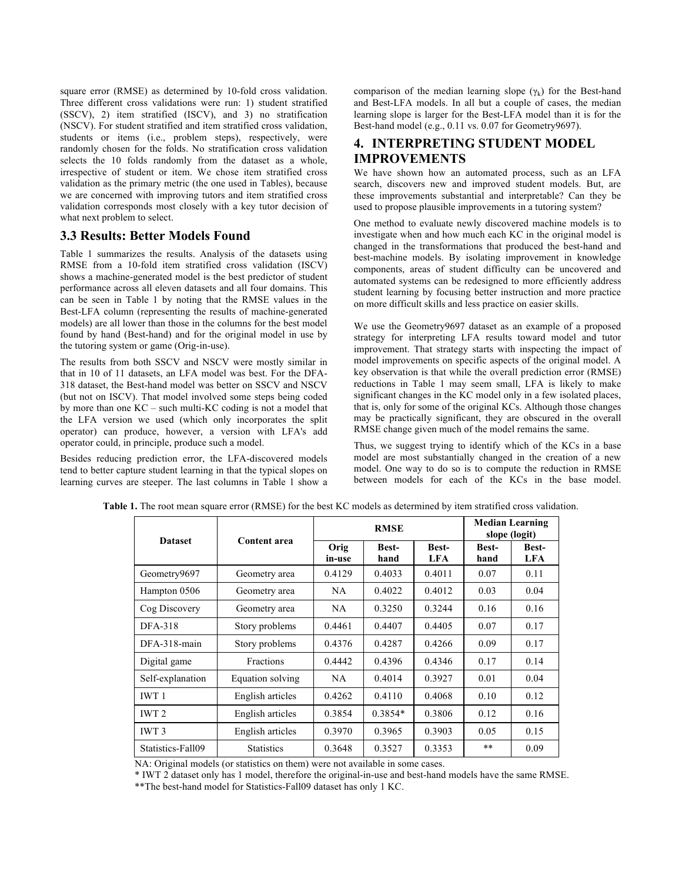square error (RMSE) as determined by 10-fold cross validation. Three different cross validations were run: 1) student stratified (SSCV), 2) item stratified (ISCV), and 3) no stratification (NSCV). For student stratified and item stratified cross validation, students or items (i.e., problem steps), respectively, were randomly chosen for the folds. No stratification cross validation selects the 10 folds randomly from the dataset as a whole, irrespective of student or item. We chose item stratified cross validation as the primary metric (the one used in Tables), because we are concerned with improving tutors and item stratified cross validation corresponds most closely with a key tutor decision of what next problem to select.

### 3.3 Results: Better Models Found

Table 1 summarizes the results. Analysis of the datasets using RMSE from a 10-fold item stratified cross validation (ISCV) shows a machine-generated model is the best predictor of student performance across all eleven datasets and all four domains. This can be seen in Table 1 by noting that the RMSE values in the Best-LFA column (representing the results of machine-generated models) are all lower than those in the columns for the best model found by hand (Best-hand) and for the original model in use by the tutoring system or game (Orig-in-use).

The results from both SSCV and NSCV were mostly similar in that in 10 of 11 datasets, an LFA model was best. For the DFA-318 dataset, the Best-hand model was better on SSCV and NSCV (but not on ISCV). That model involved some steps being coded by more than one KC – such multi-KC coding is not a model that the LFA version we used (which only incorporates the split operator) can produce, however, a version with LFA's add operator could, in principle, produce such a model.

Besides reducing prediction error, the LFA-discovered models tend to better capture student learning in that the typical slopes on learning curves are steeper. The last columns in Table 1 show a comparison of the median learning slope ($\gamma_k$) for the Best-hand and Best-LFA models. In all but a couple of cases, the median learning slope is larger for the Best-LFA model than it is for the Best-hand model (e.g., 0.11 vs. 0.07 for Geometry9697).

## 4. INTERPRETING STUDENT MODEL IMPROVEMENTS

We have shown how an automated process, such as an LFA search, discovers new and improved student models. But, are these improvements substantial and interpretable? Can they be used to propose plausible improvements in a tutoring system?

One method to evaluate newly discovered machine models is to investigate when and how much each KC in the original model is changed in the transformations that produced the best-hand and best-machine models. By isolating improvement in knowledge components, areas of student difficulty can be uncovered and automated systems can be redesigned to more efficiently address student learning by focusing better instruction and more practice on more difficult skills and less practice on easier skills.

We use the Geometry9697 dataset as an example of a proposed strategy for interpreting LFA results toward model and tutor improvement. That strategy starts with inspecting the impact of model improvements on specific aspects of the original model. A key observation is that while the overall prediction error (RMSE) reductions in Table 1 may seem small, LFA is likely to make significant changes in the KC model only in a few isolated places, that is, only for some of the original KCs. Although those changes may be practically significant, they are obscured in the overall RMSE change given much of the model remains the same.

Thus, we suggest trying to identify which of the KCs in a base model are most substantially changed in the creation of a new model. One way to do so is to compute the reduction in RMSE between models for each of the KCs in the base model.

**Table 1.** The root mean square error (RMSE) for the best KC models as determined by item stratified cross validation.

| Dataset | Content area | RMSE | | | Median Learning slope (logit) | |
|---|---|---|---|---|---|---|
| | | Orig in-use | Best-hand | Best-LFA | Best-hand | Best-LFA |
| Geometry9697 | Geometry area | 0.4129 | 0.4033 | 0.4011 | 0.07 | 0.11 |
| Hampton 0506 | Geometry area | NA | 0.4022 | 0.4012 | 0.03 | 0.04 |
| Cog Discovery | Geometry area | NA | 0.3250 | 0.3244 | 0.16 | 0.16 |
| DFA-318 | Story problems | 0.4461 | 0.4407 | 0.4405 | 0.07 | 0.17 |
| DFA-318-main | Story problems | 0.4376 | 0.4287 | 0.4266 | 0.09 | 0.17 |
| Digital game | Fractions | 0.4442 | 0.4396 | 0.4346 | 0.17 | 0.14 |
| Self-explanation | Equation solving | NA | 0.4014 | 0.3927 | 0.01 | 0.04 |
| IWT 1 | English articles | 0.4262 | 0.4110 | 0.4068 | 0.10 | 0.12 |
| IWT 2 | English articles | 0.3854 | 0.3854* | 0.3806 | 0.12 | 0.16 |
| IWT 3 | English articles | 0.3970 | 0.3965 | 0.3903 | 0.05 | 0.15 |
| Statistics-Fall09 | Statistics | 0.3648 | 0.3527 | 0.3353 | ** | 0.09 |

NA: Original models (or statistics on them) were not available in some cases.

\* IWT 2 dataset only has 1 model, therefore the original-in-use and best-hand models have the same RMSE.

**The best-hand model for Statistics-Fall09 dataset has only 1 KC.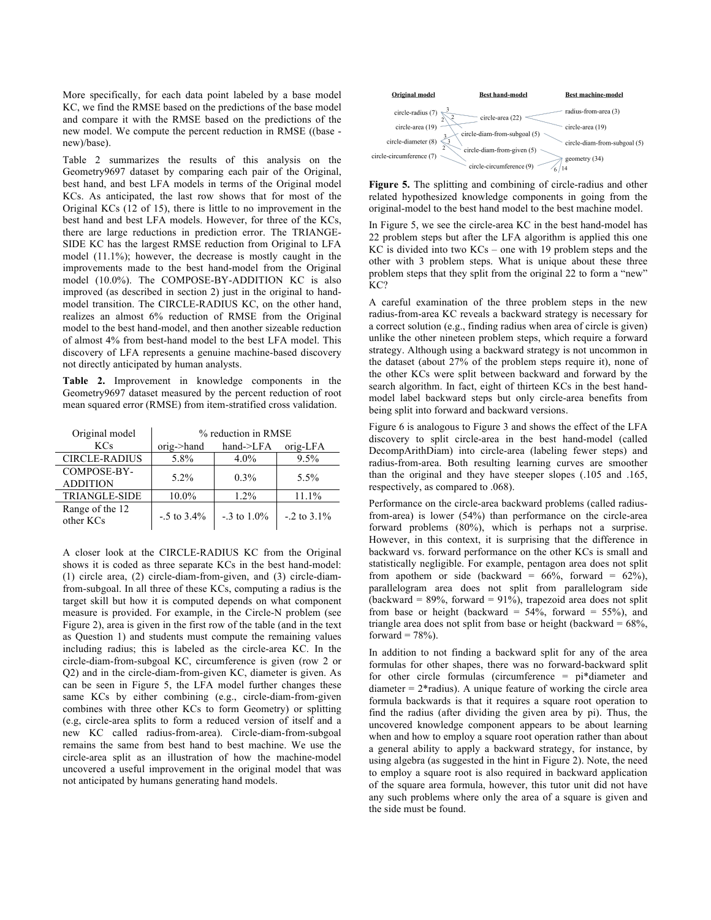More specifically, for each data point labeled by a base model KC, we find the RMSE based on the predictions of the base model and compare it with the RMSE based on the predictions of the new model. We compute the percent reduction in RMSE ((base - new)/base).

Table 2 summarizes the results of this analysis on the Geometry9697 dataset by comparing each pair of the Original, best hand, and best LFA models in terms of the Original model KCs. As anticipated, the last row shows that for most of the Original KCs (12 of 15), there is little to no improvement in the best hand and best LFA models. However, for three of the KCs, there are large reductions in prediction error. The TRIANGE-SIDE KC has the largest RMSE reduction from Original to LFA model (11.1%); however, the decrease is mostly caught in the improvements made to the best hand-model from the Original model (10.0%). The COMPOSE-BY-ADDITION KC is also improved (as described in section 2) just in the original to hand-model transition. The CIRCLE-RADIUS KC, on the other hand, realizes an almost 6% reduction of RMSE from the Original model to the best hand-model, and then another sizeable reduction of almost 4% from best-hand model to the best LFA model. This discovery of LFA represents a genuine machine-based discovery not directly anticipated by human analysts.

**Table 2.** Improvement in knowledge components in the Geometry9697 dataset measured by the percent reduction of root mean squared error (RMSE) from item-stratified cross validation.

| Original model KCs | % reduction in RMSE | | |
|---|---|---|---|
| | orig->hand | hand->LFA | orig-LFA |
| CIRCLE-RADIUS | 5.8% | 4.0% | 9.5% |
| COMPOSE-BY-ADDITION | 5.2% | 0.3% | 5.5% |
| TRIANGLE-SIDE | 10.0% | 1.2% | 11.1% |
| Range of the 12 other KCs | -.5 to 3.4% | -.3 to 1.0% | -.2 to 3.1% |

A closer look at the CIRCLE-RADIUS KC from the Original shows it is coded as three separate KCs in the best hand-model: (1) circle area, (2) circle-diam-from-given, and (3) circle-diam-from-subgoal. In all three of these KCs, computing a radius is the target skill but how it is computed depends on what component measure is provided. For example, in the Circle-N problem (see Figure 2), area is given in the first row of the table (and in the text as Question 1) and students must compute the remaining values including radius; this is labeled as the circle-area KC. In the circle-diam-from-subgoal KC, circumference is given (row 2 or Q2) and in the circle-diam-from-given KC, diameter is given. As can be seen in Figure 5, the LFA model further changes these same KCs by either combining (e.g., circle-diam-from-given combines with three other KCs to form Geometry) or splitting (e.g, circle-area splits to form a reduced version of itself and a new KC called radius-from-area). Circle-diam-from-subgoal remains the same from best hand to best machine. We use the circle-area split as an illustration of how the machine-model uncovered a useful improvement in the original model that was not anticipated by humans generating hand models.

**Figure 5.** The splitting and combining of circle-radius and other related hypothesized knowledge components in going from the original-model to the best hand model to the best machine model.

In Figure 5, we see the circle-area KC in the best hand-model has 22 problem steps but after the LFA algorithm is applied this one KC is divided into two KCs – one with 19 problem steps and the other with 3 problem steps. What is unique about these three problem steps that they split from the original 22 to form a "new" KC?

A careful examination of the three problem steps in the new radius-from-area KC reveals a backward strategy is necessary for a correct solution (e.g., finding radius when area of circle is given) unlike the other nineteen problem steps, which require a forward strategy. Although using a backward strategy is not uncommon in the dataset (about 27% of the problem steps require it), none of the other KCs were split between backward and forward by the search algorithm. In fact, eight of thirteen KCs in the best hand-model label backward steps but only circle-area benefits from being split into forward and backward versions.

Figure 6 is analogous to Figure 3 and shows the effect of the LFA discovery to split circle-area in the best hand-model (called DecompArithDiam) into circle-area (labeling fewer steps) and radius-from-area. Both resulting learning curves are smoother than the original and they have steeper slopes (.105 and .165, respectively, as compared to .068).

Performance on the circle-area backward problems (called radius-from-area) is lower (54%) than performance on the circle-area forward problems (80%), which is perhaps not a surprise. However, in this context, it is surprising that the difference in backward vs. forward performance on the other KCs is small and statistically negligible. For example, pentagon area does not split from apothem or side (backward = 66%, forward = 62%), parallelogram area does not split from parallelogram side (backward = 89%, forward = 91%), trapezoid area does not split from base or height (backward = 54%, forward = 55%), and triangle area does not split from base or height (backward = 68%, forward = 78%).

In addition to not finding a backward split for any of the area formulas for other shapes, there was no forward-backward split for other circle formulas (circumference = pi*diameter and diameter = 2*radius). A unique feature of working the circle area formula backwards is that it requires a square root operation to find the radius (after dividing the given area by pi). Thus, the uncovered knowledge component appears to be about learning when and how to employ a square root operation rather than about a general ability to apply a backward strategy, for instance, by using algebra (as suggested in the hint in Figure 2). Note, the need to employ a square root is also required in backward application of the square area formula, however, this tutor unit did not have any such problems where only the area of a square is given and the side must be found.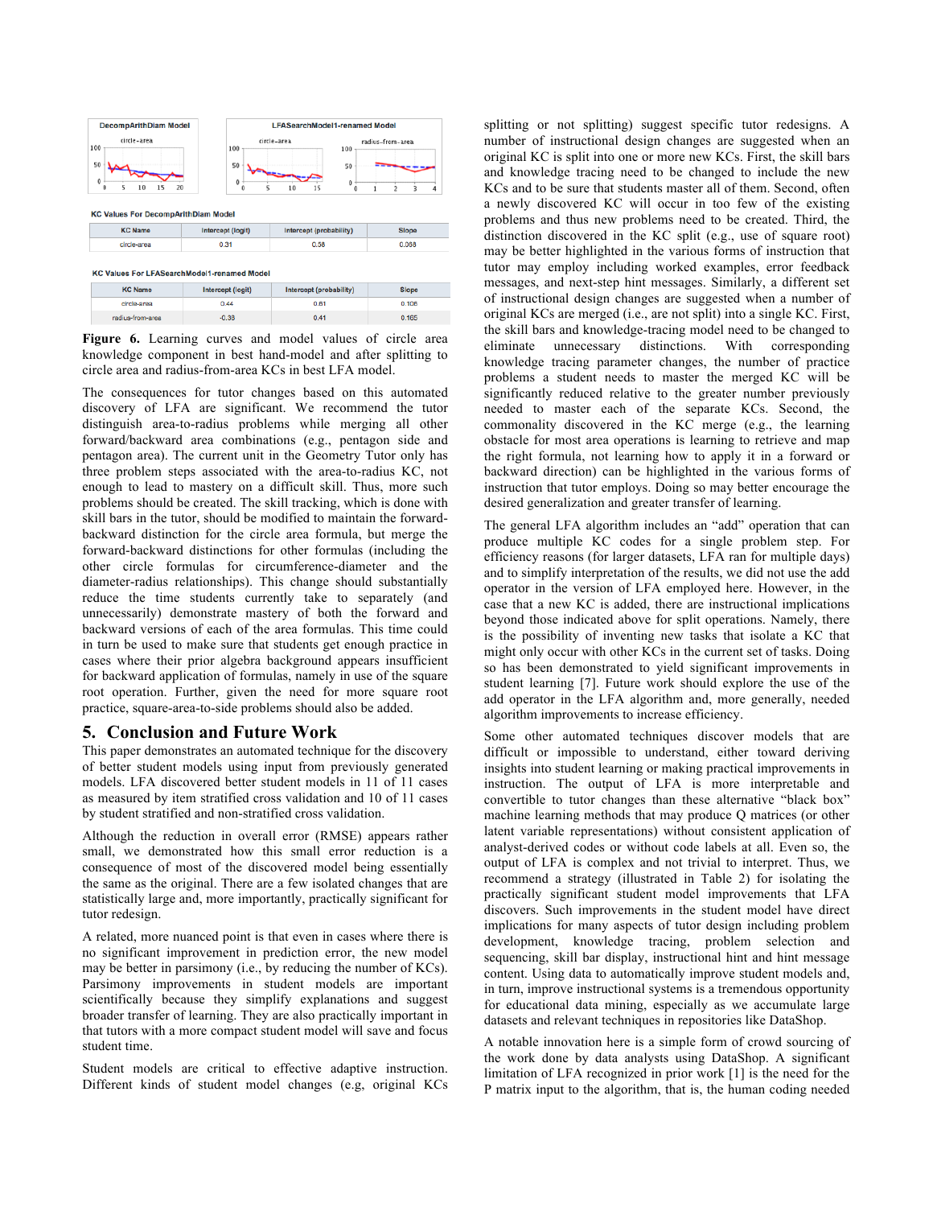**KC Values For DecompArithDiam Model**

| KC Name | Intercept (logit) | Intercept (probability) | Slope |
|---|---|---|---|
| circle-area | 0.31 | 0.58 | 0.088 |

**KC Values For LFASearchModel1-renamed Model**

| KC Name | Intercept (logit) | Intercept (probability) | Slope |
|---|---|---|---|
| circle-area | 0.44 | 0.61 | 0.106 |
| radius-from-area | -0.38 | 0.41 | 0.165 |

**Figure 6.** Learning curves and model values of circle area knowledge component in best hand-model and after splitting to circle area and radius-from-area KCs in best LFA model.

The consequences for tutor changes based on this automated discovery of LFA are significant. We recommend the tutor distinguish area-to-radius problems while merging all other forward/backward area combinations (e.g., pentagon side and pentagon area). The current unit in the Geometry Tutor only has three problem steps associated with the area-to-radius KC, not enough to lead to mastery on a difficult skill. Thus, more such problems should be created. The skill tracking, which is done with skill bars in the tutor, should be modified to maintain the forward-backward distinction for the circle area formula, but merge the forward-backward distinctions for other formulas (including the other circle formulas for circumference-diameter and the diameter-radius relationships). This change should substantially reduce the time students currently take to separately (and unnecessarily) demonstrate mastery of both the forward and backward versions of each of the area formulas. This time could in turn be used to make sure that students get enough practice in cases where their prior algebra background appears insufficient for backward application of formulas, namely in use of the square root operation. Further, given the need for more square root practice, square-area-to-side problems should also be added.

## 5. Conclusion and Future Work

This paper demonstrates an automated technique for the discovery of better student models using input from previously generated models. LFA discovered better student models in 11 of 11 cases as measured by item stratified cross validation and 10 of 11 cases by student stratified and non-stratified cross validation.

Although the reduction in overall error (RMSE) appears rather small, we demonstrated how this small error reduction is a consequence of most of the discovered model being essentially the same as the original. There are a few isolated changes that are statistically large and, more importantly, practically significant for tutor redesign.

A related, more nuanced point is that even in cases where there is no significant improvement in prediction error, the new model may be better in parsimony (i.e., by reducing the number of KCs). Parsimony improvements in student models are important scientifically because they simplify explanations and suggest broader transfer of learning. They are also practically important in that tutors with a more compact student model will save and focus student time.

Student models are critical to effective adaptive instruction. Different kinds of student model changes (e.g, original KCs splitting or not splitting) suggest specific tutor redesigns. A number of instructional design changes are suggested when an original KC is split into one or more new KCs. First, the skill bars and knowledge tracing need to be changed to include the new KCs and to be sure that students master all of them. Second, often a newly discovered KC will occur in too few of the existing problems and thus new problems need to be created. Third, the distinction discovered in the KC split (e.g., use of square root) may be better highlighted in the various forms of instruction that tutor may employ including worked examples, error feedback messages, and next-step hint messages. Similarly, a different set of instructional design changes are suggested when a number of original KCs are merged (i.e., are not split) into a single KC. First, the skill bars and knowledge-tracing model need to be changed to eliminate unnecessary distinctions. With corresponding knowledge tracing parameter changes, the number of practice problems a student needs to master the merged KC will be significantly reduced relative to the greater number previously needed to master each of the separate KCs. Second, the commonality discovered in the KC merge (e.g., the learning obstacle for most area operations is learning to retrieve and map the right formula, not learning how to apply it in a forward or backward direction) can be highlighted in the various forms of instruction that tutor employs. Doing so may better encourage the desired generalization and greater transfer of learning.

The general LFA algorithm includes an "add" operation that can produce multiple KC codes for a single problem step. For efficiency reasons (for larger datasets, LFA ran for multiple days) and to simplify interpretation of the results, we did not use the add operator in the version of LFA employed here. However, in the case that a new KC is added, there are instructional implications beyond those indicated above for split operations. Namely, there is the possibility of inventing new tasks that isolate a KC that might only occur with other KCs in the current set of tasks. Doing so has been demonstrated to yield significant improvements in student learning [7]. Future work should explore the use of the add operator in the LFA algorithm and, more generally, needed algorithm improvements to increase efficiency.

Some other automated techniques discover models that are difficult or impossible to understand, either toward deriving insights into student learning or making practical improvements in instruction. The output of LFA is more interpretable and convertible to tutor changes than these alternative "black box" machine learning methods that may produce Q matrices (or other latent variable representations) without consistent application of analyst-derived codes or without code labels at all. Even so, the output of LFA is complex and not trivial to interpret. Thus, we recommend a strategy (illustrated in Table 2) for isolating the practically significant student model improvements that LFA discovers. Such improvements in the student model have direct implications for many aspects of tutor design including problem development, knowledge tracing, problem selection and sequencing, skill bar display, instructional hint and hint message content. Using data to automatically improve student models and, in turn, improve instructional systems is a tremendous opportunity for educational data mining, especially as we accumulate large datasets and relevant techniques in repositories like DataShop.

A notable innovation here is a simple form of crowd sourcing of the work done by data analysts using DataShop. A significant limitation of LFA recognized in prior work [1] is the need for the P matrix input to the algorithm, that is, the human coding needed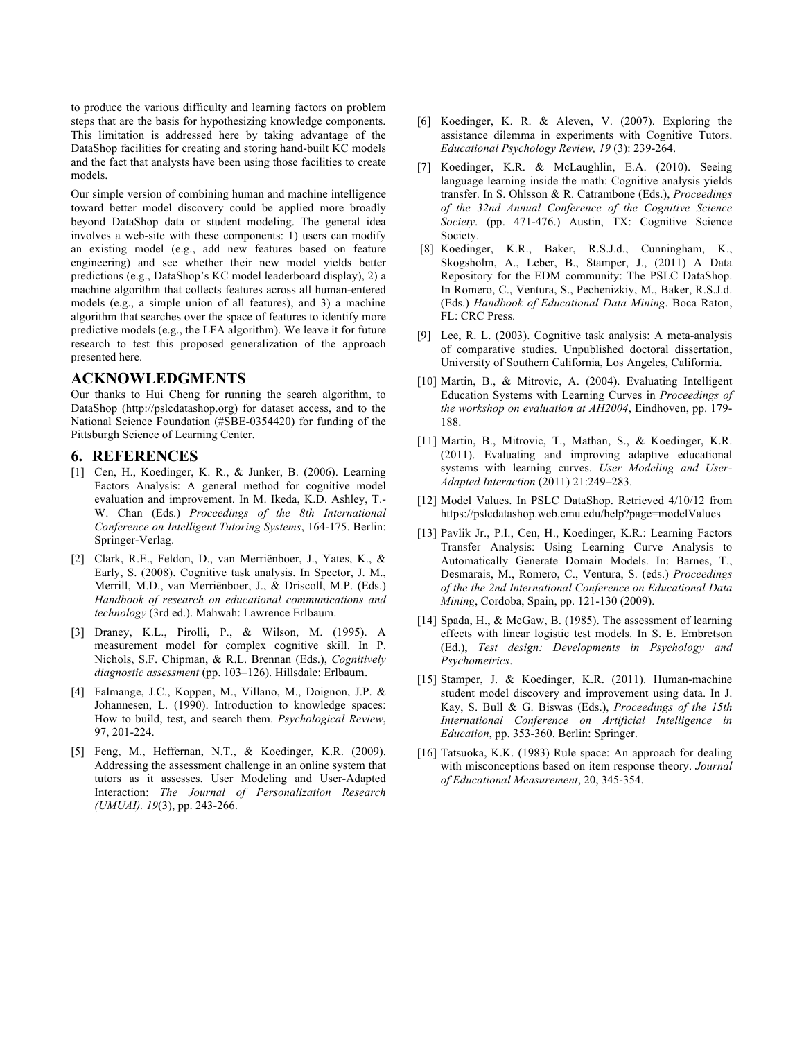to produce the various difficulty and learning factors on problem steps that are the basis for hypothesizing knowledge components. This limitation is addressed here by taking advantage of the DataShop facilities for creating and storing hand-built KC models and the fact that analysts have been using those facilities to create models.

Our simple version of combining human and machine intelligence toward better model discovery could be applied more broadly beyond DataShop data or student modeling. The general idea involves a web-site with these components: 1) users can modify an existing model (e.g., add new features based on feature engineering) and see whether their new model yields better predictions (e.g., DataShop's KC model leaderboard display), 2) a machine algorithm that collects features across all human-entered models (e.g., a simple union of all features), and 3) a machine algorithm that searches over the space of features to identify more predictive models (e.g., the LFA algorithm). We leave it for future research to test this proposed generalization of the approach presented here.

## ACKNOWLEDGMENTS

Our thanks to Hui Cheng for running the search algorithm, to DataShop (http://pslcdatashop.org) for dataset access, and to the National Science Foundation (#SBE-0354420) for funding of the Pittsburgh Science of Learning Center.

## 6. REFERENCES

[1] Cen, H., Koedinger, K. R., & Junker, B. (2006). Learning Factors Analysis: A general method for cognitive model evaluation and improvement. In M. Ikeda, K.D. Ashley, T.-W. Chan (Eds.) *Proceedings of the 8th International Conference on Intelligent Tutoring Systems*, 164-175. Berlin: Springer-Verlag.

[2] Clark, R.E., Feldon, D., van Merriënboer, J., Yates, K., & Early, S. (2008). Cognitive task analysis. In Spector, J. M., Merrill, M.D., van Merriënboer, J., & Driscoll, M.P. (Eds.) *Handbook of research on educational communications and technology* (3rd ed.). Mahwah: Lawrence Erlbaum.

[3] Draney, K.L., Pirolli, P., & Wilson, M. (1995). A measurement model for complex cognitive skill. In P. Nichols, S.F. Chipman, & R.L. Brennan (Eds.), *Cognitively diagnostic assessment* (pp. 103–126). Hillsdale: Erlbaum.

[4] Falmange, J.C., Koppen, M., Villano, M., Doignon, J.P. & Johannesen, L. (1990). Introduction to knowledge spaces: How to build, test, and search them. *Psychological Review*, 97, 201-224.

[5] Feng, M., Heffernan, N.T., & Koedinger, K.R. (2009). Addressing the assessment challenge in an online system that tutors as it assesses. User Modeling and User-Adapted Interaction: *The Journal of Personalization Research (UMUAI). 19*(3), pp. 243-266.

[6] Koedinger, K. R. & Aleven, V. (2007). Exploring the assistance dilemma in experiments with Cognitive Tutors. *Educational Psychology Review, 19* (3): 239-264.

[7] Koedinger, K.R. & McLaughlin, E.A. (2010). Seeing language learning inside the math: Cognitive analysis yields transfer. In S. Ohlsson & R. Catrambone (Eds.), *Proceedings of the 32nd Annual Conference of the Cognitive Science Society*. (pp. 471-476.) Austin, TX: Cognitive Science Society.

[8] Koedinger, K.R., Baker, R.S.J.d., Cunningham, K., Skogsholm, A., Leber, B., Stamper, J., (2011) A Data Repository for the EDM community: The PSLC DataShop. In Romero, C., Ventura, S., Pechenizkiy, M., Baker, R.S.J.d. (Eds.) *Handbook of Educational Data Mining*. Boca Raton, FL: CRC Press.

[9] Lee, R. L. (2003). Cognitive task analysis: A meta-analysis of comparative studies. Unpublished doctoral dissertation, University of Southern California, Los Angeles, California.

[10] Martin, B., & Mitrovic, A. (2004). Evaluating Intelligent Education Systems with Learning Curves in *Proceedings of the workshop on evaluation at AH2004*, Eindhoven, pp. 179-188.

[11] Martin, B., Mitrovic, T., Mathan, S., & Koedinger, K.R. (2011). Evaluating and improving adaptive educational systems with learning curves. *User Modeling and User-Adapted Interaction* (2011) 21:249–283.

[12] Model Values. In PSLC DataShop. Retrieved 4/10/12 from https://pslcdatashop.web.cmu.edu/help?page=modelValues

[13] Pavlik Jr., P.I., Cen, H., Koedinger, K.R.: Learning Factors Transfer Analysis: Using Learning Curve Analysis to Automatically Generate Domain Models. In: Barnes, T., Desmarais, M., Romero, C., Ventura, S. (eds.) *Proceedings of the the 2nd International Conference on Educational Data Mining*, Cordoba, Spain, pp. 121-130 (2009).

[14] Spada, H., & McGaw, B. (1985). The assessment of learning effects with linear logistic test models. In S. E. Embretson (Ed.), *Test design: Developments in Psychology and Psychometrics*.

[15] Stamper, J. & Koedinger, K.R. (2011). Human-machine student model discovery and improvement using data. In J. Kay, S. Bull & G. Biswas (Eds.), *Proceedings of the 15th International Conference on Artificial Intelligence in Education*, pp. 353-360. Berlin: Springer.

[16] Tatsuoka, K.K. (1983) Rule space: An approach for dealing with misconceptions based on item response theory. *Journal of Educational Measurement*, 20, 345-354.